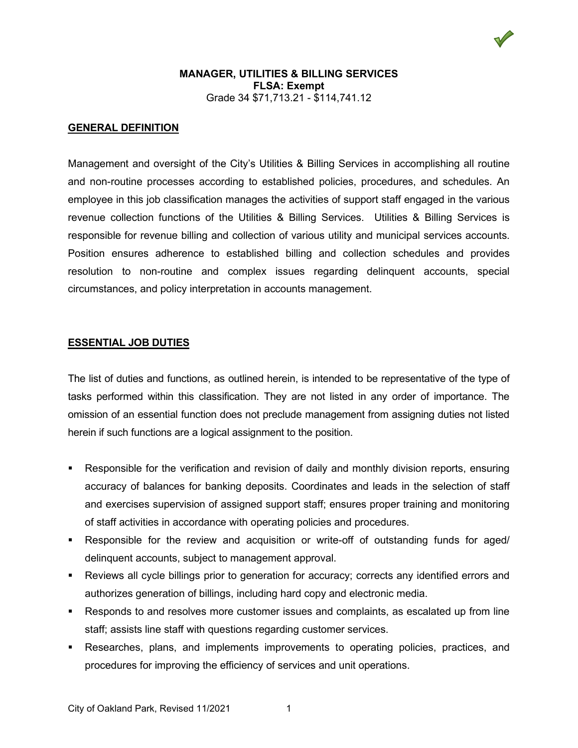# MANAGER, UTILITIES & BILLING SERVICES

**FLSA: Exempt**

Grade 34 $71,713.21 - $114,741.12

## GENERAL DEFINITION

Management and oversight of the City's Utilities & Billing Services in accomplishing all routine and non-routine processes according to established policies, procedures, and schedules. An employee in this job classification manages the activities of support staff engaged in the various revenue collection functions of the Utilities & Billing Services. Utilities & Billing Services is responsible for revenue billing and collection of various utility and municipal services accounts. Position ensures adherence to established billing and collection schedules and provides resolution to non-routine and complex issues regarding delinquent accounts, special circumstances, and policy interpretation in accounts management.

## ESSENTIAL JOB DUTIES

The list of duties and functions, as outlined herein, is intended to be representative of the type of tasks performed within this classification. They are not listed in any order of importance. The omission of an essential function does not preclude management from assigning duties not listed herein if such functions are a logical assignment to the position.

- Responsible for the verification and revision of daily and monthly division reports, ensuring accuracy of balances for banking deposits. Coordinates and leads in the selection of staff and exercises supervision of assigned support staff; ensures proper training and monitoring of staff activities in accordance with operating policies and procedures.
- Responsible for the review and acquisition or write-off of outstanding funds for aged/ delinquent accounts, subject to management approval.
- Reviews all cycle billings prior to generation for accuracy; corrects any identified errors and authorizes generation of billings, including hard copy and electronic media.
- Responds to and resolves more customer issues and complaints, as escalated up from line staff; assists line staff with questions regarding customer services.
- Researches, plans, and implements improvements to operating policies, practices, and procedures for improving the efficiency of services and unit operations.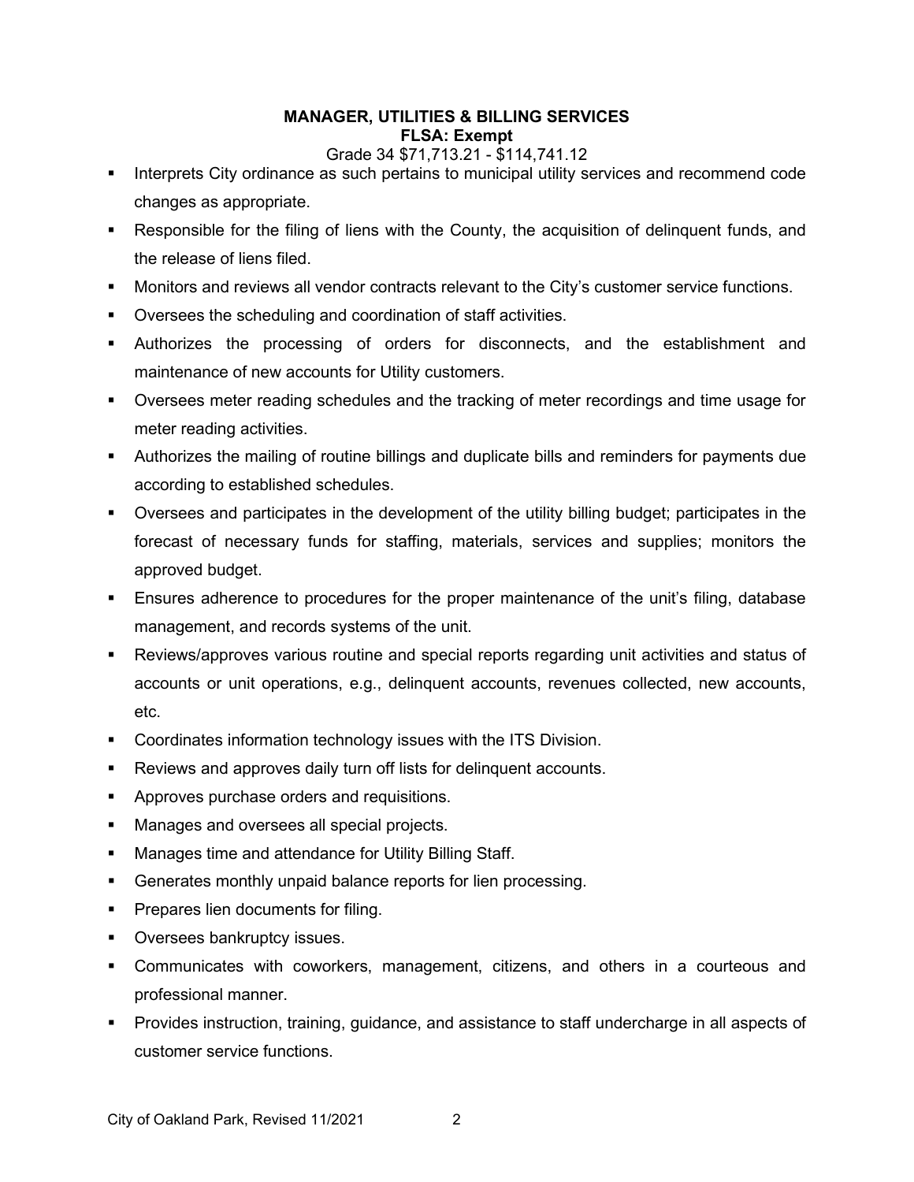**MANAGER, UTILITIES & BILLING SERVICES**
**FLSA: Exempt**
Grade 34 $71,713.21 - $114,741.12

- Interprets City ordinance as such pertains to municipal utility services and recommend code changes as appropriate.
- Responsible for the filing of liens with the County, the acquisition of delinquent funds, and the release of liens filed.
- Monitors and reviews all vendor contracts relevant to the City's customer service functions.
- Oversees the scheduling and coordination of staff activities.
- Authorizes the processing of orders for disconnects, and the establishment and maintenance of new accounts for Utility customers.
- Oversees meter reading schedules and the tracking of meter recordings and time usage for meter reading activities.
- Authorizes the mailing of routine billings and duplicate bills and reminders for payments due according to established schedules.
- Oversees and participates in the development of the utility billing budget; participates in the forecast of necessary funds for staffing, materials, services and supplies; monitors the approved budget.
- Ensures adherence to procedures for the proper maintenance of the unit's filing, database management, and records systems of the unit.
- Reviews/approves various routine and special reports regarding unit activities and status of accounts or unit operations, e.g., delinquent accounts, revenues collected, new accounts, etc.
- Coordinates information technology issues with the ITS Division.
- Reviews and approves daily turn off lists for delinquent accounts.
- Approves purchase orders and requisitions.
- Manages and oversees all special projects.
- Manages time and attendance for Utility Billing Staff.
- Generates monthly unpaid balance reports for lien processing.
- Prepares lien documents for filing.
- Oversees bankruptcy issues.
- Communicates with coworkers, management, citizens, and others in a courteous and professional manner.
- Provides instruction, training, guidance, and assistance to staff undercharge in all aspects of customer service functions.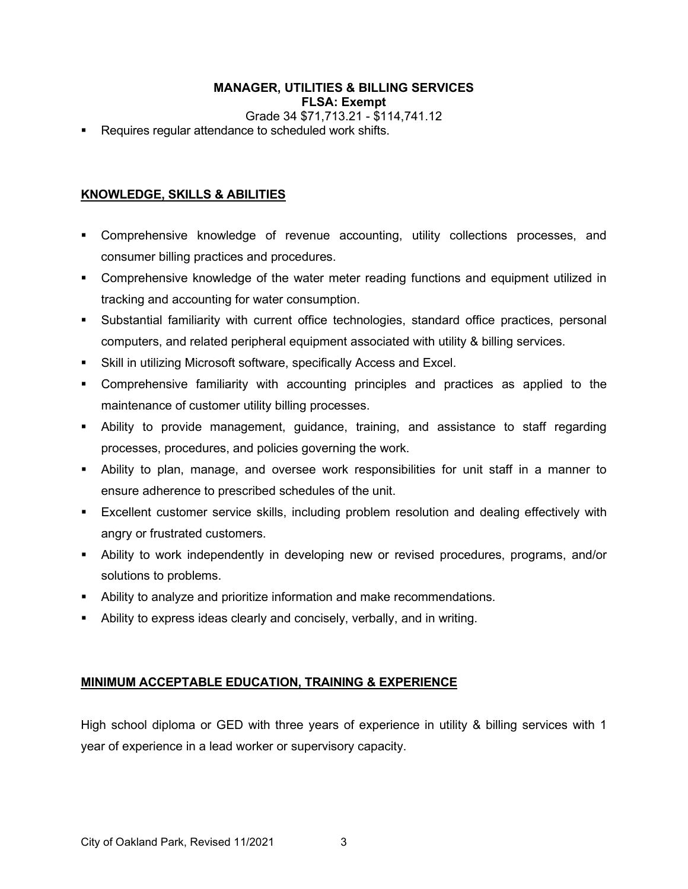- Requires regular attendance to scheduled work shifts.

## KNOWLEDGE, SKILLS & ABILITIES

- Comprehensive knowledge of revenue accounting, utility collections processes, and consumer billing practices and procedures.
- Comprehensive knowledge of the water meter reading functions and equipment utilized in tracking and accounting for water consumption.
- Substantial familiarity with current office technologies, standard office practices, personal computers, and related peripheral equipment associated with utility & billing services.
- Skill in utilizing Microsoft software, specifically Access and Excel.
- Comprehensive familiarity with accounting principles and practices as applied to the maintenance of customer utility billing processes.
- Ability to provide management, guidance, training, and assistance to staff regarding processes, procedures, and policies governing the work.
- Ability to plan, manage, and oversee work responsibilities for unit staff in a manner to ensure adherence to prescribed schedules of the unit.
- Excellent customer service skills, including problem resolution and dealing effectively with angry or frustrated customers.
- Ability to work independently in developing new or revised procedures, programs, and/or solutions to problems.
- Ability to analyze and prioritize information and make recommendations.
- Ability to express ideas clearly and concisely, verbally, and in writing.

## MINIMUM ACCEPTABLE EDUCATION, TRAINING & EXPERIENCE

High school diploma or GED with three years of experience in utility & billing services with 1 year of experience in a lead worker or supervisory capacity.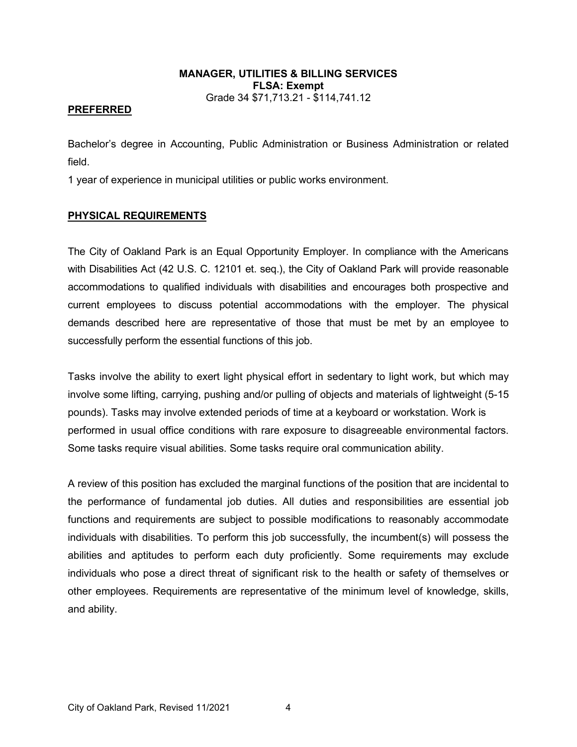**MANAGER, UTILITIES & BILLING SERVICES**
**FLSA: Exempt**
Grade 34 $71,713.21 - $114,741.12

## PREFERRED

Bachelor's degree in Accounting, Public Administration or Business Administration or related field.

1 year of experience in municipal utilities or public works environment.

## PHYSICAL REQUIREMENTS

The City of Oakland Park is an Equal Opportunity Employer. In compliance with the Americans with Disabilities Act (42 U.S. C. 12101 et. seq.), the City of Oakland Park will provide reasonable accommodations to qualified individuals with disabilities and encourages both prospective and current employees to discuss potential accommodations with the employer. The physical demands described here are representative of those that must be met by an employee to successfully perform the essential functions of this job.

Tasks involve the ability to exert light physical effort in sedentary to light work, but which may involve some lifting, carrying, pushing and/or pulling of objects and materials of lightweight (5-15 pounds). Tasks may involve extended periods of time at a keyboard or workstation. Work is performed in usual office conditions with rare exposure to disagreeable environmental factors. Some tasks require visual abilities. Some tasks require oral communication ability.

A review of this position has excluded the marginal functions of the position that are incidental to the performance of fundamental job duties. All duties and responsibilities are essential job functions and requirements are subject to possible modifications to reasonably accommodate individuals with disabilities. To perform this job successfully, the incumbent(s) will possess the abilities and aptitudes to perform each duty proficiently. Some requirements may exclude individuals who pose a direct threat of significant risk to the health or safety of themselves or other employees. Requirements are representative of the minimum level of knowledge, skills, and ability.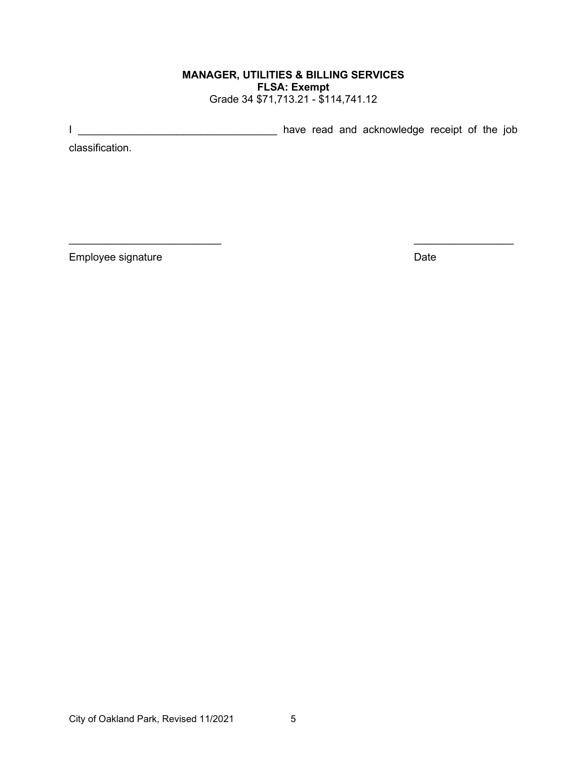**MANAGER, UTILITIES & BILLING SERVICES**
**FLSA: Exempt**
Grade 34 $71,713.21 - $114,741.12

I __________________________________ have read and acknowledge receipt of the job classification.

___________________________ _________________

Employee signature Date